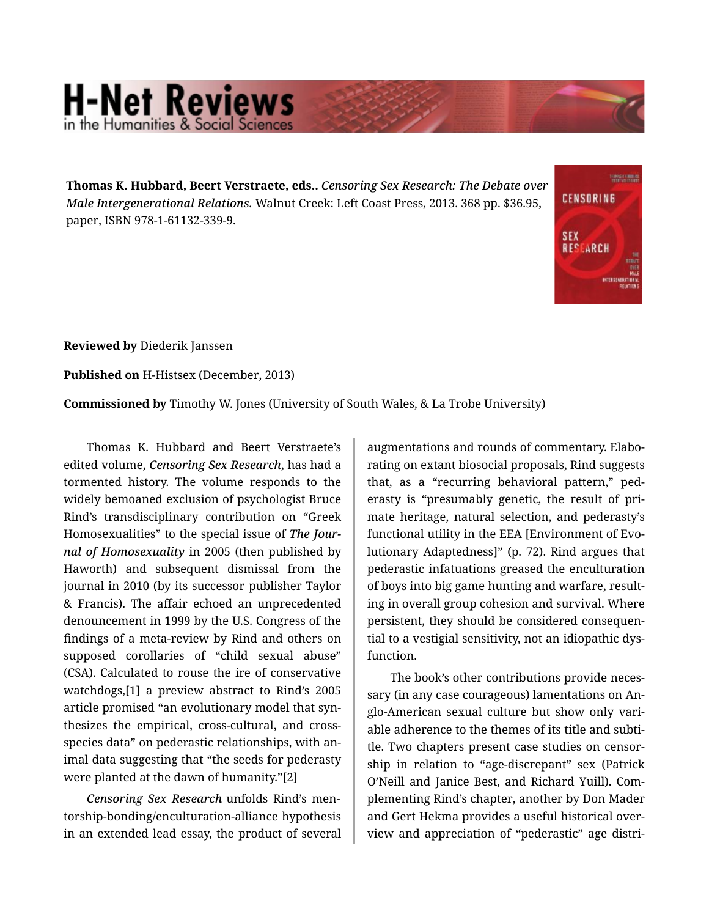**Thomas K. Hubbard, Beert Verstraete, eds..** *Censoring Sex Research: The Debate over Male Intergenerational Relations.* Walnut Creek: Left Coast Press, 2013. 368 pp. $36.95, paper, ISBN 978-1-61132-339-9.

**Reviewed by** Diederik Janssen

**Published on** H-Histsex (December, 2013)

**Commissioned by** Timothy W. Jones (University of South Wales, & La Trobe University)

Thomas K. Hubbard and Beert Verstraete's edited volume, *Censoring Sex Research*, has had a tormented history. The volume responds to the widely bemoaned exclusion of psychologist Bruce Rind's transdisciplinary contribution on "Greek Homosexualities" to the special issue of *The Journal of Homosexuality* in 2005 (then published by Haworth) and subsequent dismissal from the journal in 2010 (by its successor publisher Taylor & Francis). The affair echoed an unprecedented denouncement in 1999 by the U.S. Congress of the findings of a meta-review by Rind and others on supposed corollaries of "child sexual abuse" (CSA). Calculated to rouse the ire of conservative watchdogs,[1] a preview abstract to Rind's 2005 article promised "an evolutionary model that synthesizes the empirical, cross-cultural, and cross-species data" on pederastic relationships, with animal data suggesting that "the seeds for pederasty were planted at the dawn of humanity."[2]

*Censoring Sex Research* unfolds Rind's mentorship-bonding/enculturation-alliance hypothesis in an extended lead essay, the product of several augmentations and rounds of commentary. Elaborating on extant biosocial proposals, Rind suggests that, as a "recurring behavioral pattern," pederasty is "presumably genetic, the result of primate heritage, natural selection, and pederasty's functional utility in the EEA [Environment of Evolutionary Adaptedness]" (p. 72). Rind argues that pederastic infatuations greased the enculturation of boys into big game hunting and warfare, resulting in overall group cohesion and survival. Where persistent, they should be considered consequential to a vestigial sensitivity, not an idiopathic dysfunction.

The book's other contributions provide necessary (in any case courageous) lamentations on Anglo-American sexual culture but show only variable adherence to the themes of its title and subtitle. Two chapters present case studies on censorship in relation to "age-discrepant" sex (Patrick O'Neill and Janice Best, and Richard Yuill). Complementing Rind's chapter, another by Don Mader and Gert Hekma provides a useful historical overview and appreciation of "pederastic" age distri-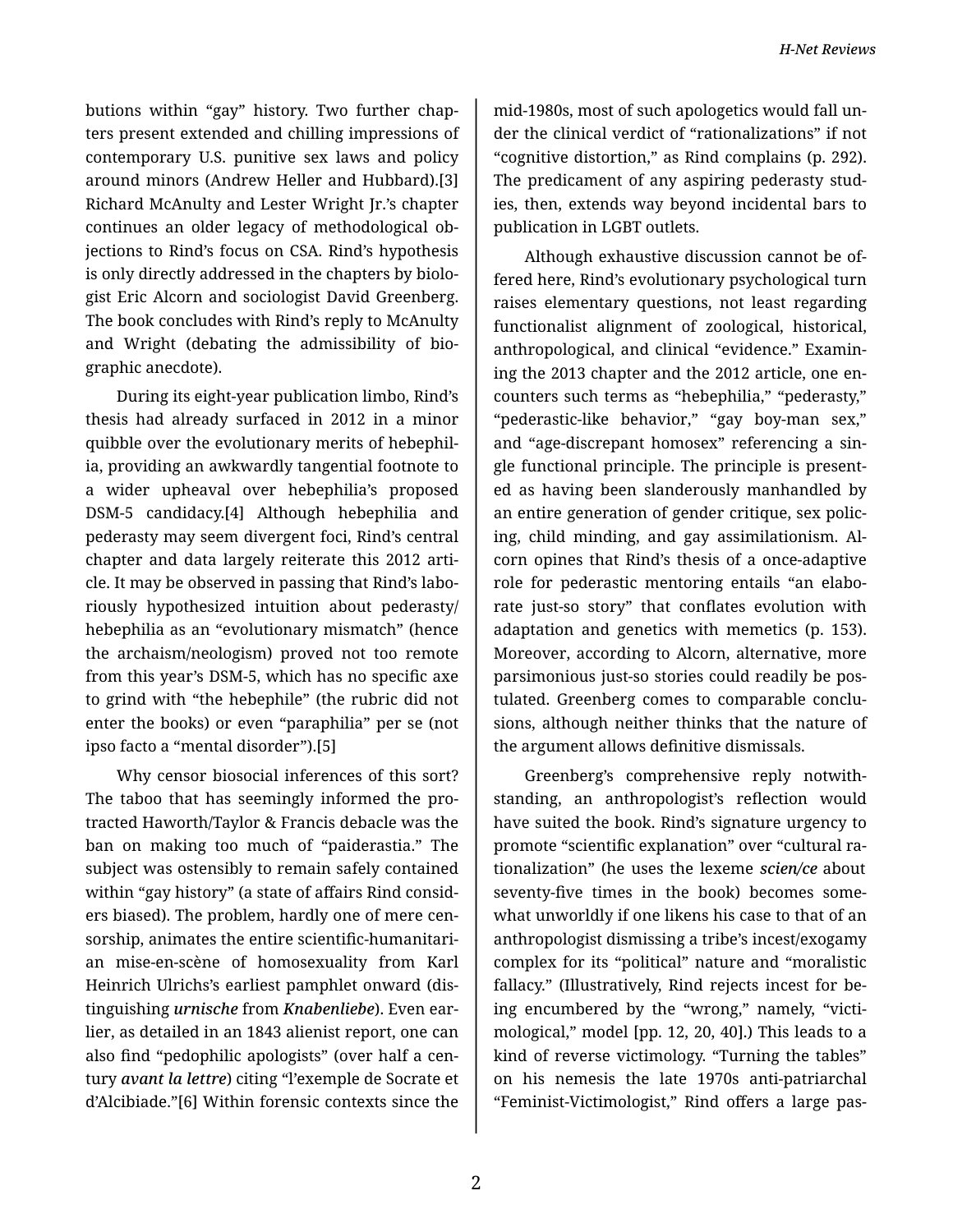butions within "gay" history. Two further chapters present extended and chilling impressions of contemporary U.S. punitive sex laws and policy around minors (Andrew Heller and Hubbard).[3] Richard McAnulty and Lester Wright Jr.'s chapter continues an older legacy of methodological objections to Rind's focus on CSA. Rind's hypothesis is only directly addressed in the chapters by biologist Eric Alcorn and sociologist David Greenberg. The book concludes with Rind's reply to McAnulty and Wright (debating the admissibility of biographic anecdote).

During its eight-year publication limbo, Rind's thesis had already surfaced in 2012 in a minor quibble over the evolutionary merits of hebephilia, providing an awkwardly tangential footnote to a wider upheaval over hebephilia's proposed DSM-5 candidacy.[4] Although hebephilia and pederasty may seem divergent foci, Rind's central chapter and data largely reiterate this 2012 article. It may be observed in passing that Rind's laboriously hypothesized intuition about pederasty/hebephilia as an "evolutionary mismatch" (hence the archaism/neologism) proved not too remote from this year's DSM-5, which has no specific axe to grind with "the hebephile" (the rubric did not enter the books) or even "paraphilia" per se (not ipso facto a "mental disorder").[5]

Why censor biosocial inferences of this sort? The taboo that has seemingly informed the protracted Haworth/Taylor & Francis debacle was the ban on making too much of "paiderastia." The subject was ostensibly to remain safely contained within "gay history" (a state of affairs Rind considers biased). The problem, hardly one of mere censorship, animates the entire scientific-humanitarian mise-en-scène of homosexuality from Karl Heinrich Ulrichs's earliest pamphlet onward (distinguishing *urnische* from *Knabenliebe*). Even earlier, as detailed in an 1843 alienist report, one can also find "pedophilic apologists" (over half a century *avant la lettre*) citing "l'exemple de Socrate et d'Alcibiade."[6] Within forensic contexts since the mid-1980s, most of such apologetics would fall under the clinical verdict of "rationalizations" if not "cognitive distortion," as Rind complains (p. 292). The predicament of any aspiring pederasty studies, then, extends way beyond incidental bars to publication in LGBT outlets.

Although exhaustive discussion cannot be offered here, Rind's evolutionary psychological turn raises elementary questions, not least regarding functionalist alignment of zoological, historical, anthropological, and clinical "evidence." Examining the 2013 chapter and the 2012 article, one encounters such terms as "hebephilia," "pederasty," "pederastic-like behavior," "gay boy-man sex," and "age-discrepant homosex" referencing a single functional principle. The principle is presented as having been slanderously manhandled by an entire generation of gender critique, sex policing, child minding, and gay assimilationism. Alcorn opines that Rind's thesis of a once-adaptive role for pederastic mentoring entails "an elaborate just-so story" that conflates evolution with adaptation and genetics with memetics (p. 153). Moreover, according to Alcorn, alternative, more parsimonious just-so stories could readily be postulated. Greenberg comes to comparable conclusions, although neither thinks that the nature of the argument allows definitive dismissals.

Greenberg's comprehensive reply notwithstanding, an anthropologist's reflection would have suited the book. Rind's signature urgency to promote "scientific explanation" over "cultural rationalization" (he uses the lexeme ***scien/ce*** about seventy-five times in the book) becomes somewhat unworldly if one likens his case to that of an anthropologist dismissing a tribe's incest/exogamy complex for its "political" nature and "moralistic fallacy." (Illustratively, Rind rejects incest for being encumbered by the "wrong," namely, "victimological," model [pp. 12, 20, 40].) This leads to a kind of reverse victimology. "Turning the tables" on his nemesis the late 1970s anti-patriarchal "Feminist-Victimologist," Rind offers a large pas-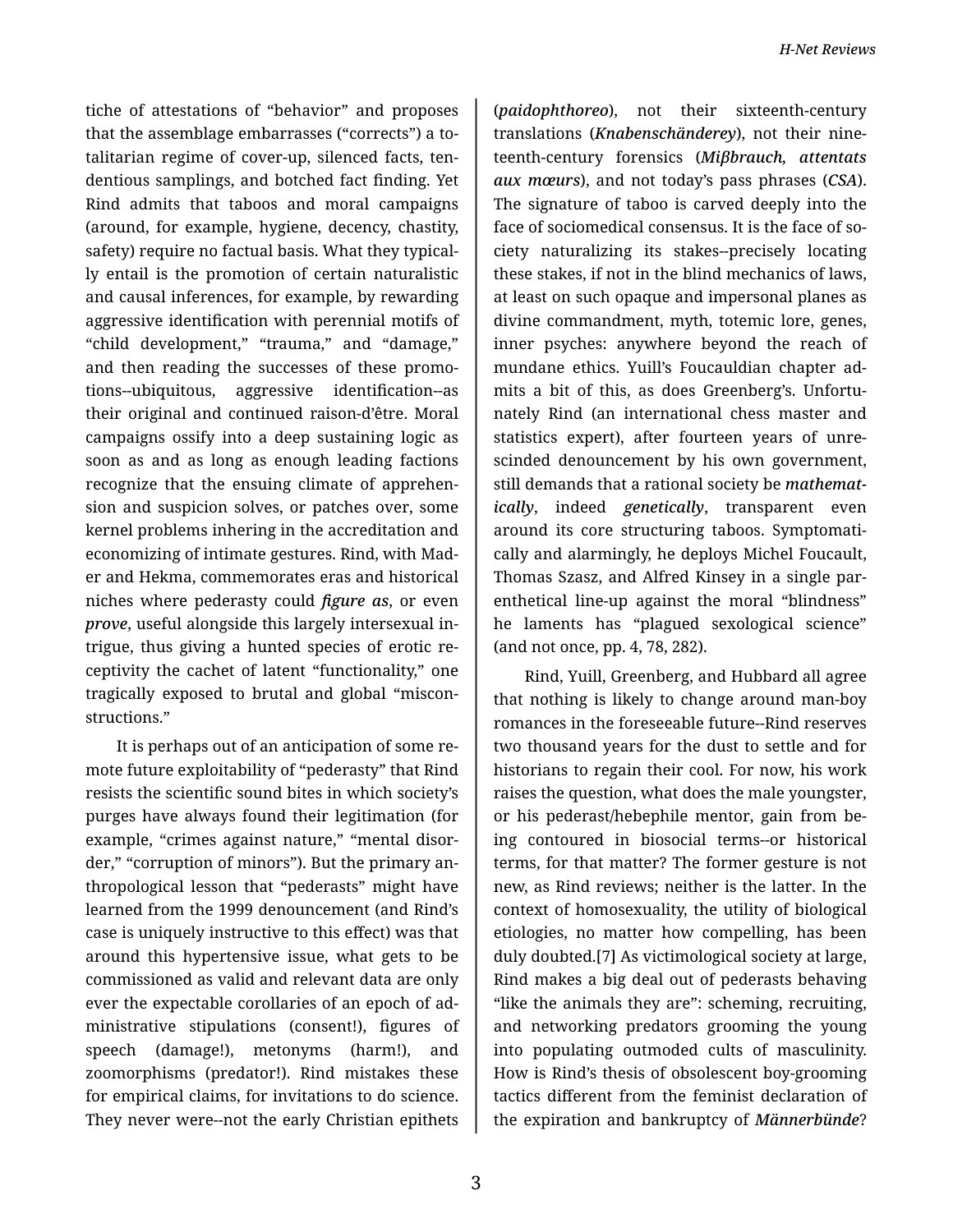tiche of attestations of "behavior" and proposes that the assemblage embarrasses ("corrects") a totalitarian regime of cover-up, silenced facts, tendentious samplings, and botched fact finding. Yet Rind admits that taboos and moral campaigns (around, for example, hygiene, decency, chastity, safety) require no factual basis. What they typically entail is the promotion of certain naturalistic and causal inferences, for example, by rewarding aggressive identification with perennial motifs of "child development," "trauma," and "damage," and then reading the successes of these promotions--ubiquitous, aggressive identification--as their original and continued raison-d'être. Moral campaigns ossify into a deep sustaining logic as soon as and as long as enough leading factions recognize that the ensuing climate of apprehension and suspicion solves, or patches over, some kernel problems inhering in the accreditation and economizing of intimate gestures. Rind, with Mader and Hekma, commemorates eras and historical niches where pederasty could ***figure as***, or even ***prove***, useful alongside this largely intersexual intrigue, thus giving a hunted species of erotic receptivity the cachet of latent "functionality," one tragically exposed to brutal and global "misconstructions."

It is perhaps out of an anticipation of some remote future exploitability of "pederasty" that Rind resists the scientific sound bites in which society's purges have always found their legitimation (for example, "crimes against nature," "mental disorder," "corruption of minors"). But the primary anthropological lesson that "pederasts" might have learned from the 1999 denouncement (and Rind's case is uniquely instructive to this effect) was that around this hypertensive issue, what gets to be commissioned as valid and relevant data are only ever the expectable corollaries of an epoch of administrative stipulations (consent!), figures of speech (damage!), metonyms (harm!), and zoomorphisms (predator!). Rind mistakes these for empirical claims, for invitations to do science. They never were--not the early Christian epithets (***paidophthoreo***), not their sixteenth-century translations (***Knabenschänderey***), not their nineteenth-century forensics (***Mißbrauch, attentats aux mœurs***), and not today's pass phrases (***CSA***). The signature of taboo is carved deeply into the face of sociomedical consensus. It is the face of society naturalizing its stakes--precisely locating these stakes, if not in the blind mechanics of laws, at least on such opaque and impersonal planes as divine commandment, myth, totemic lore, genes, inner psyches: anywhere beyond the reach of mundane ethics. Yuill's Foucauldian chapter admits a bit of this, as does Greenberg's. Unfortunately Rind (an international chess master and statistics expert), after fourteen years of unrescinded denouncement by his own government, still demands that a rational society be ***mathematically***, indeed ***genetically***, transparent even around its core structuring taboos. Symptomatically and alarmingly, he deploys Michel Foucault, Thomas Szasz, and Alfred Kinsey in a single parenthetical line-up against the moral "blindness" he laments has "plagued sexological science" (and not once, pp. 4, 78, 282).

Rind, Yuill, Greenberg, and Hubbard all agree that nothing is likely to change around man-boy romances in the foreseeable future--Rind reserves two thousand years for the dust to settle and for historians to regain their cool. For now, his work raises the question, what does the male youngster, or his pederast/hebephile mentor, gain from being contoured in biosocial terms--or historical terms, for that matter? The former gesture is not new, as Rind reviews; neither is the latter. In the context of homosexuality, the utility of biological etiologies, no matter how compelling, has been duly doubted.[7] As victimological society at large, Rind makes a big deal out of pederasts behaving "like the animals they are": scheming, recruiting, and networking predators grooming the young into populating outmoded cults of masculinity. How is Rind's thesis of obsolescent boy-grooming tactics different from the feminist declaration of the expiration and bankruptcy of ***Männerbünde***?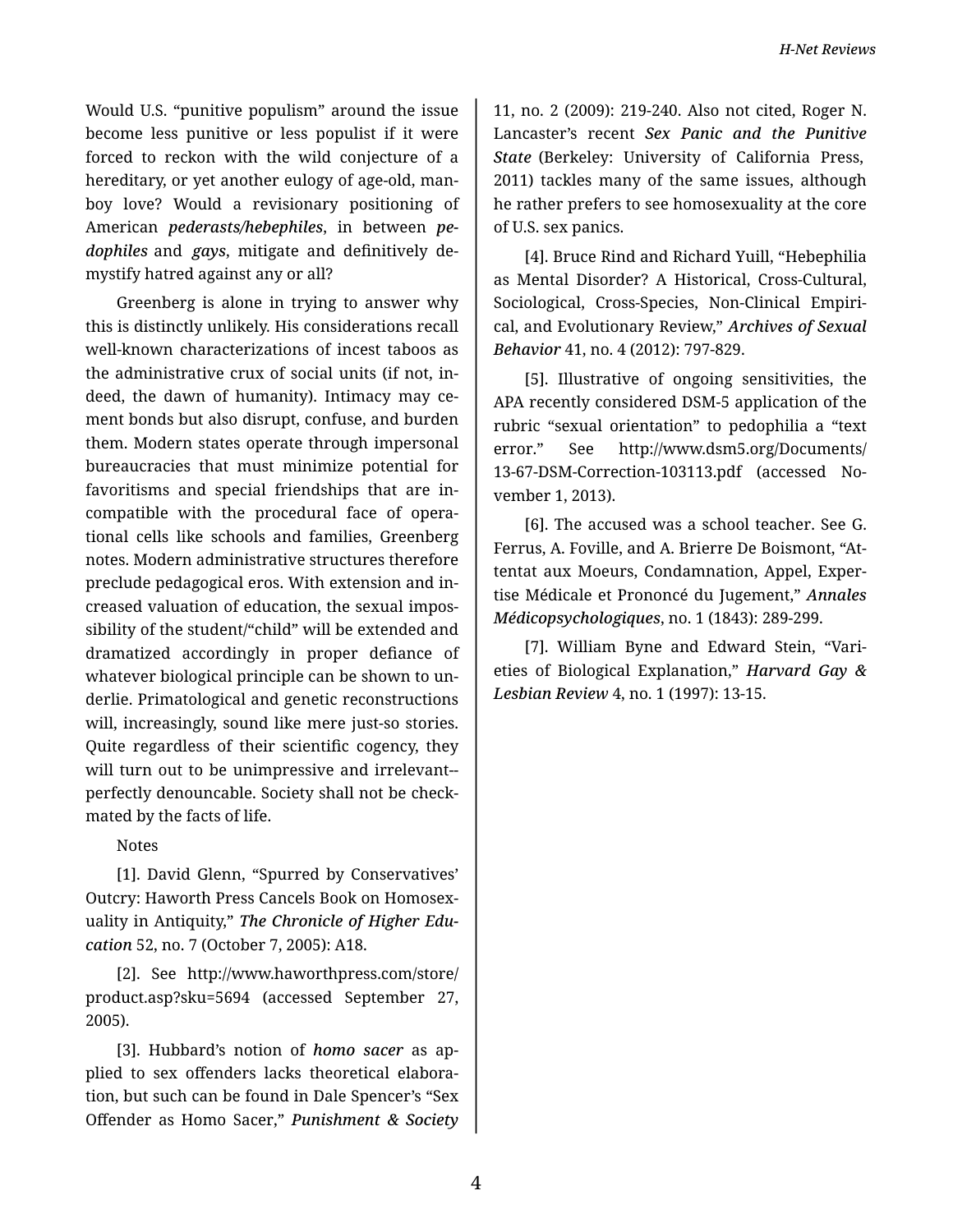Would U.S. "punitive populism" around the issue become less punitive or less populist if it were forced to reckon with the wild conjecture of a hereditary, or yet another eulogy of age-old, man-boy love? Would a revisionary positioning of American ***pederasts/hebephiles***, in between ***pedophiles*** and ***gays***, mitigate and definitively demystify hatred against any or all?

Greenberg is alone in trying to answer why this is distinctly unlikely. His considerations recall well-known characterizations of incest taboos as the administrative crux of social units (if not, indeed, the dawn of humanity). Intimacy may cement bonds but also disrupt, confuse, and burden them. Modern states operate through impersonal bureaucracies that must minimize potential for favoritisms and special friendships that are incompatible with the procedural face of operational cells like schools and families, Greenberg notes. Modern administrative structures therefore preclude pedagogical eros. With extension and increased valuation of education, the sexual impossibility of the student/"child" will be extended and dramatized accordingly in proper defiance of whatever biological principle can be shown to underlie. Primatological and genetic reconstructions will, increasingly, sound like mere just-so stories. Quite regardless of their scientific cogency, they will turn out to be unimpressive and irrelevant--perfectly denouncable. Society shall not be checkmated by the facts of life.

Notes

[1]. David Glenn, "Spurred by Conservatives' Outcry: Haworth Press Cancels Book on Homosexuality in Antiquity," ***The Chronicle of Higher Education*** 52, no. 7 (October 7, 2005): A18.

[2]. See http://www.haworthpress.com/store/product.asp?sku=5694 (accessed September 27, 2005).

[3]. Hubbard's notion of ***homo sacer*** as applied to sex offenders lacks theoretical elaboration, but such can be found in Dale Spencer's "Sex Offender as Homo Sacer," ***Punishment & Society*** 11, no. 2 (2009): 219-240. Also not cited, Roger N. Lancaster's recent ***Sex Panic and the Punitive State*** (Berkeley: University of California Press, 2011) tackles many of the same issues, although he rather prefers to see homosexuality at the core of U.S. sex panics.

[4]. Bruce Rind and Richard Yuill, "Hebephilia as Mental Disorder? A Historical, Cross-Cultural, Sociological, Cross-Species, Non-Clinical Empirical, and Evolutionary Review," ***Archives of Sexual Behavior*** 41, no. 4 (2012): 797-829.

[5]. Illustrative of ongoing sensitivities, the APA recently considered DSM-5 application of the rubric "sexual orientation" to pedophilia a "text error." See http://www.dsm5.org/Documents/13-67-DSM-Correction-103113.pdf (accessed November 1, 2013).

[6]. The accused was a school teacher. See G. Ferrus, A. Foville, and A. Brierre De Boismont, "Attentat aux Moeurs, Condamnation, Appel, Expertise Médicale et Prononcé du Jugement," ***Annales Médicopsychologiques***, no. 1 (1843): 289-299.

[7]. William Byne and Edward Stein, "Varieties of Biological Explanation," ***Harvard Gay & Lesbian Review*** 4, no. 1 (1997): 13-15.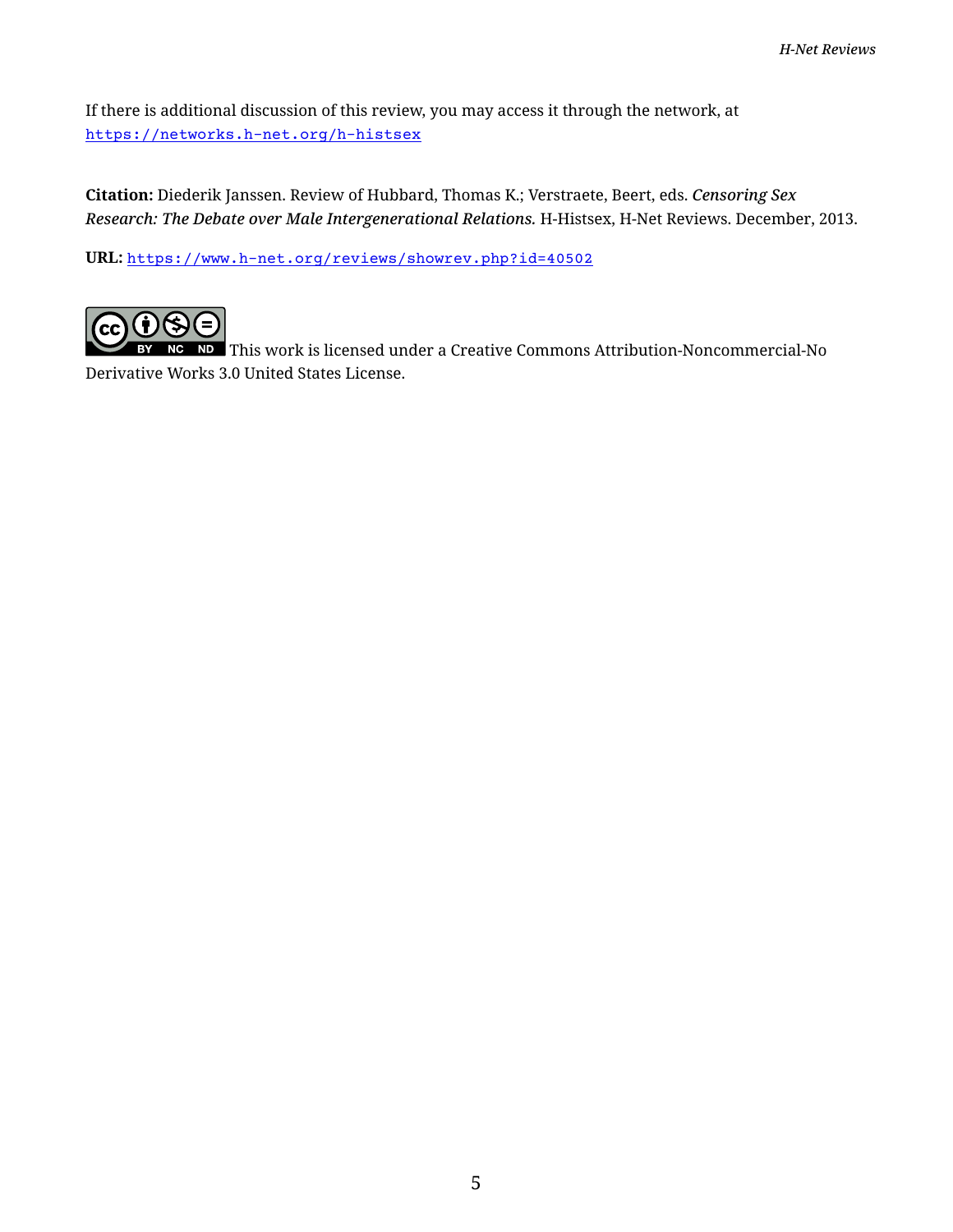If there is additional discussion of this review, you may access it through the network, at https://networks.h-net.org/h-histsex

**Citation:** Diederik Janssen. Review of Hubbard, Thomas K.; Verstraete, Beert, eds. ***Censoring Sex Research: The Debate over Male Intergenerational Relations.*** H-Histsex, H-Net Reviews. December, 2013.

**URL:** https://www.h-net.org/reviews/showrev.php?id=40502

This work is licensed under a Creative Commons Attribution-Noncommercial-No Derivative Works 3.0 United States License.